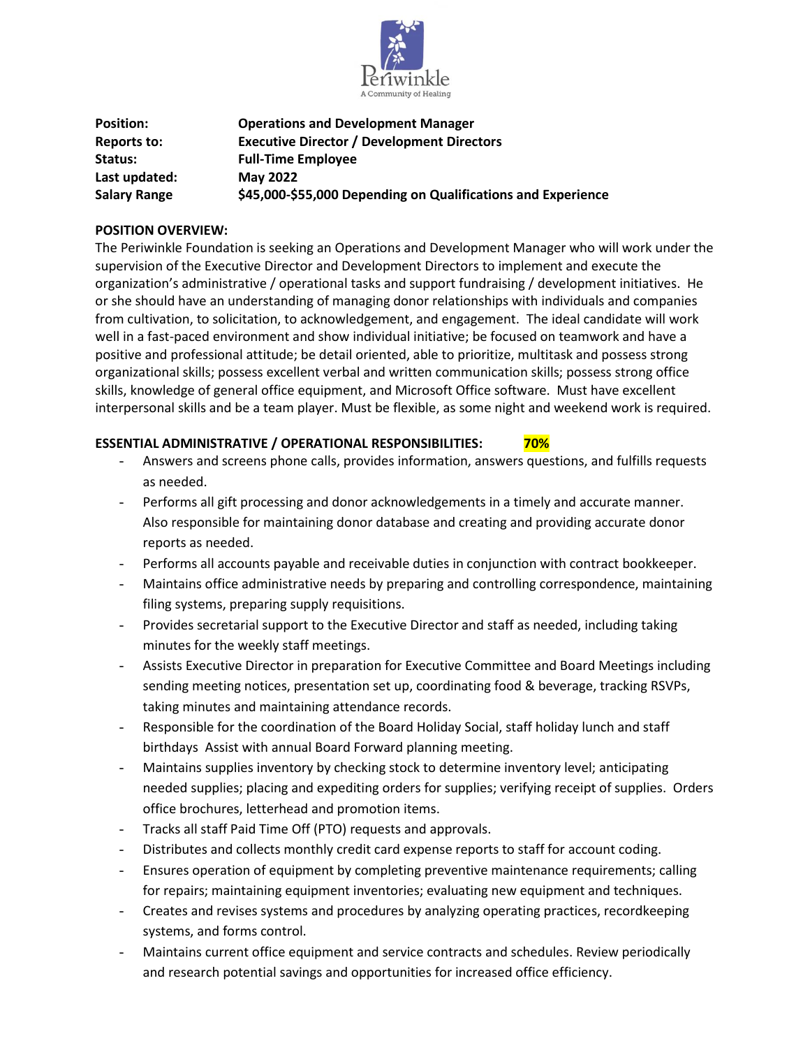Periwinkle
A Community of Healing

| | |
|---|---|
| **Position:** | **Operations and Development Manager** |
| **Reports to:** | **Executive Director / Development Directors** |
| **Status:** | **Full-Time Employee** |
| **Last updated:** | **May 2022** |
| **Salary Range** | **$45,000-$55,000 Depending on Qualifications and Experience** |

**POSITION OVERVIEW:**

The Periwinkle Foundation is seeking an Operations and Development Manager who will work under the supervision of the Executive Director and Development Directors to implement and execute the organization's administrative / operational tasks and support fundraising / development initiatives. He or she should have an understanding of managing donor relationships with individuals and companies from cultivation, to solicitation, to acknowledgement, and engagement. The ideal candidate will work well in a fast-paced environment and show individual initiative; be focused on teamwork and have a positive and professional attitude; be detail oriented, able to prioritize, multitask and possess strong organizational skills; possess excellent verbal and written communication skills; possess strong office skills, knowledge of general office equipment, and Microsoft Office software. Must have excellent interpersonal skills and be a team player. Must be flexible, as some night and weekend work is required.

**ESSENTIAL ADMINISTRATIVE / OPERATIONAL RESPONSIBILITIES: 70%**

- Answers and screens phone calls, provides information, answers questions, and fulfills requests as needed.
- Performs all gift processing and donor acknowledgements in a timely and accurate manner. Also responsible for maintaining donor database and creating and providing accurate donor reports as needed.
- Performs all accounts payable and receivable duties in conjunction with contract bookkeeper.
- Maintains office administrative needs by preparing and controlling correspondence, maintaining filing systems, preparing supply requisitions.
- Provides secretarial support to the Executive Director and staff as needed, including taking minutes for the weekly staff meetings.
- Assists Executive Director in preparation for Executive Committee and Board Meetings including sending meeting notices, presentation set up, coordinating food & beverage, tracking RSVPs, taking minutes and maintaining attendance records.
- Responsible for the coordination of the Board Holiday Social, staff holiday lunch and staff birthdays Assist with annual Board Forward planning meeting.
- Maintains supplies inventory by checking stock to determine inventory level; anticipating needed supplies; placing and expediting orders for supplies; verifying receipt of supplies. Orders office brochures, letterhead and promotion items.
- Tracks all staff Paid Time Off (PTO) requests and approvals.
- Distributes and collects monthly credit card expense reports to staff for account coding.
- Ensures operation of equipment by completing preventive maintenance requirements; calling for repairs; maintaining equipment inventories; evaluating new equipment and techniques.
- Creates and revises systems and procedures by analyzing operating practices, recordkeeping systems, and forms control.
- Maintains current office equipment and service contracts and schedules. Review periodically and research potential savings and opportunities for increased office efficiency.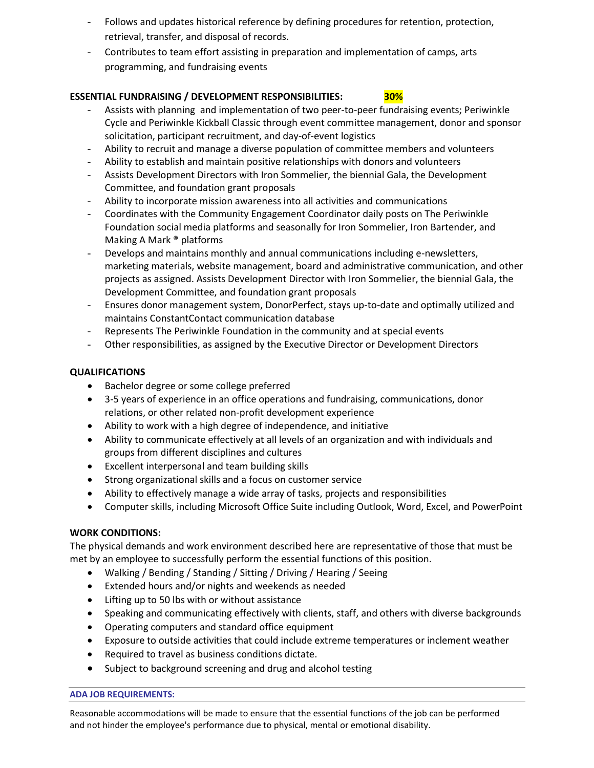- Follows and updates historical reference by defining procedures for retention, protection, retrieval, transfer, and disposal of records.
- Contributes to team effort assisting in preparation and implementation of camps, arts programming, and fundraising events

**ESSENTIAL FUNDRAISING / DEVELOPMENT RESPONSIBILITIES: 30%**

- Assists with planning and implementation of two peer-to-peer fundraising events; Periwinkle Cycle and Periwinkle Kickball Classic through event committee management, donor and sponsor solicitation, participant recruitment, and day-of-event logistics
- Ability to recruit and manage a diverse population of committee members and volunteers
- Ability to establish and maintain positive relationships with donors and volunteers
- Assists Development Directors with Iron Sommelier, the biennial Gala, the Development Committee, and foundation grant proposals
- Ability to incorporate mission awareness into all activities and communications
- Coordinates with the Community Engagement Coordinator daily posts on The Periwinkle Foundation social media platforms and seasonally for Iron Sommelier, Iron Bartender, and Making A Mark ® platforms
- Develops and maintains monthly and annual communications including e-newsletters, marketing materials, website management, board and administrative communication, and other projects as assigned. Assists Development Director with Iron Sommelier, the biennial Gala, the Development Committee, and foundation grant proposals
- Ensures donor management system, DonorPerfect, stays up-to-date and optimally utilized and maintains ConstantContact communication database
- Represents The Periwinkle Foundation in the community and at special events
- Other responsibilities, as assigned by the Executive Director or Development Directors

**QUALIFICATIONS**

- Bachelor degree or some college preferred
- 3-5 years of experience in an office operations and fundraising, communications, donor relations, or other related non-profit development experience
- Ability to work with a high degree of independence, and initiative
- Ability to communicate effectively at all levels of an organization and with individuals and groups from different disciplines and cultures
- Excellent interpersonal and team building skills
- Strong organizational skills and a focus on customer service
- Ability to effectively manage a wide array of tasks, projects and responsibilities
- Computer skills, including Microsoft Office Suite including Outlook, Word, Excel, and PowerPoint

**WORK CONDITIONS:**

The physical demands and work environment described here are representative of those that must be met by an employee to successfully perform the essential functions of this position.

- Walking / Bending / Standing / Sitting / Driving / Hearing / Seeing
- Extended hours and/or nights and weekends as needed
- Lifting up to 50 lbs with or without assistance
- Speaking and communicating effectively with clients, staff, and others with diverse backgrounds
- Operating computers and standard office equipment
- Exposure to outside activities that could include extreme temperatures or inclement weather
- Required to travel as business conditions dictate.
- Subject to background screening and drug and alcohol testing

**ADA JOB REQUIREMENTS:**

Reasonable accommodations will be made to ensure that the essential functions of the job can be performed and not hinder the employee's performance due to physical, mental or emotional disability.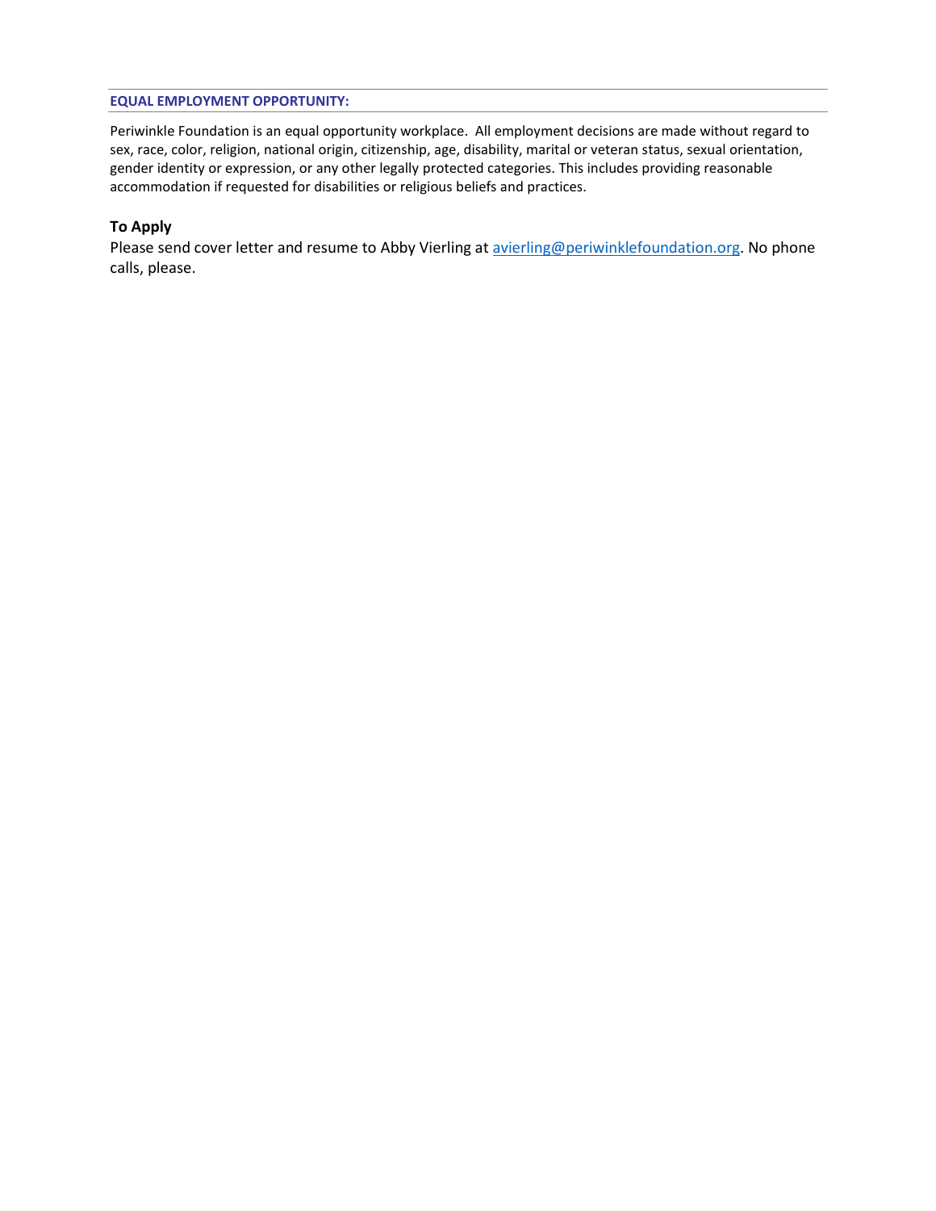## EQUAL EMPLOYMENT OPPORTUNITY:

Periwinkle Foundation is an equal opportunity workplace. All employment decisions are made without regard to sex, race, color, religion, national origin, citizenship, age, disability, marital or veteran status, sexual orientation, gender identity or expression, or any other legally protected categories. This includes providing reasonable accommodation if requested for disabilities or religious beliefs and practices.

### To Apply

Please send cover letter and resume to Abby Vierling at avierling@periwinklefoundation.org. No phone calls, please.